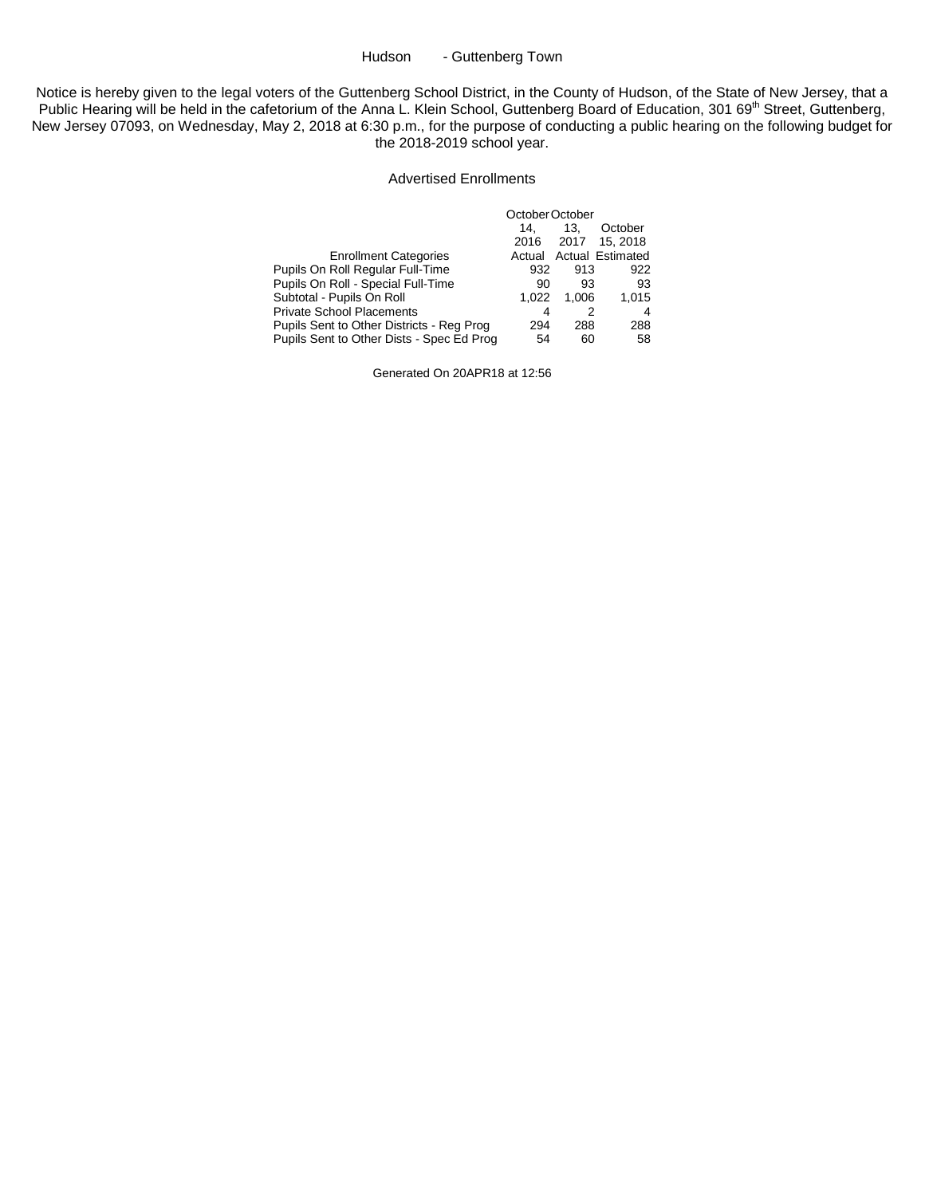Hudson - Guttenberg Town

Notice is hereby given to the legal voters of the Guttenberg School District, in the County of Hudson, of the State of New Jersey, that a Public Hearing will be held in the cafetorium of the Anna L. Klein School, Guttenberg Board of Education, 301 69th Street, Guttenberg, New Jersey 07093, on Wednesday, May 2, 2018 at 6:30 p.m., for the purpose of conducting a public hearing on the following budget for the 2018-2019 school year.

## Advertised Enrollments

| Enrollment Categories | October 14, 2016 Actual | October 13, 2017 Actual | October 15, 2018 Estimated |
|---|---|---|---|
| Pupils On Roll Regular Full-Time | 932 | 913 | 922 |
| Pupils On Roll - Special Full-Time | 90 | 93 | 93 |
| Subtotal - Pupils On Roll | 1,022 | 1,006 | 1,015 |
| Private School Placements | 4 | 2 | 4 |
| Pupils Sent to Other Districts - Reg Prog | 294 | 288 | 288 |
| Pupils Sent to Other Dists - Spec Ed Prog | 54 | 60 | 58 |

Generated On 20APR18 at 12:56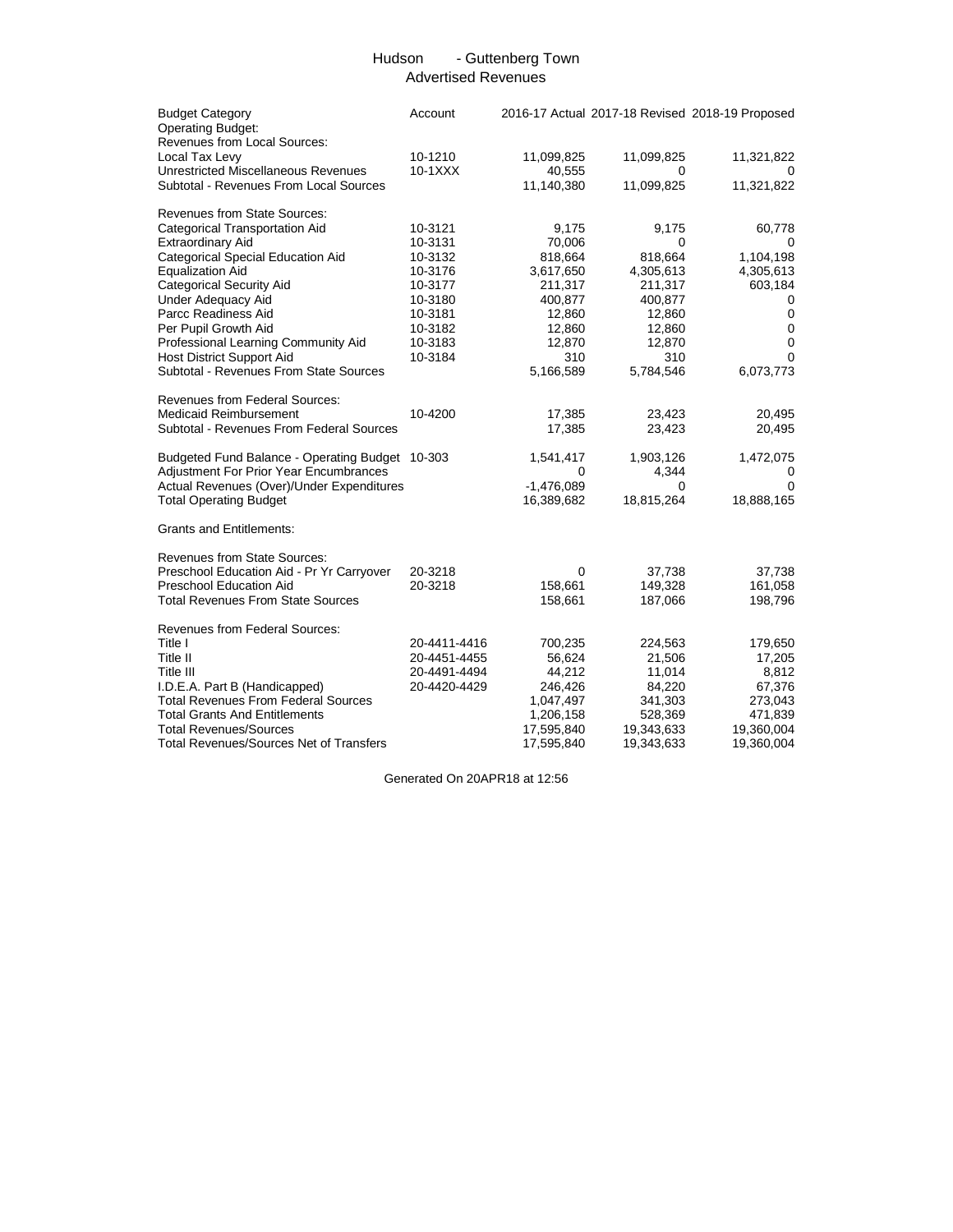# Hudson - Guttenberg Town

## Advertised Revenues

| Budget Category | Account | 2016-17 Actual | 2017-18 Revised | 2018-19 Proposed |
|---|---|---|---|---|
| Operating Budget: | | | | |
| Revenues from Local Sources: | | | | |
| Local Tax Levy | 10-1210 | 11,099,825 | 11,099,825 | 11,321,822 |
| Unrestricted Miscellaneous Revenues | 10-1XXX | 40,555 | 0 | 0 |
| Subtotal - Revenues From Local Sources | | 11,140,380 | 11,099,825 | 11,321,822 |
| | | | | |
| Revenues from State Sources: | | | | |
| Categorical Transportation Aid | 10-3121 | 9,175 | 9,175 | 60,778 |
| Extraordinary Aid | 10-3131 | 70,006 | 0 | 0 |
| Categorical Special Education Aid | 10-3132 | 818,664 | 818,664 | 1,104,198 |
| Equalization Aid | 10-3176 | 3,617,650 | 4,305,613 | 4,305,613 |
| Categorical Security Aid | 10-3177 | 211,317 | 211,317 | 603,184 |
| Under Adequacy Aid | 10-3180 | 400,877 | 400,877 | 0 |
| Parcc Readiness Aid | 10-3181 | 12,860 | 12,860 | 0 |
| Per Pupil Growth Aid | 10-3182 | 12,860 | 12,860 | 0 |
| Professional Learning Community Aid | 10-3183 | 12,870 | 12,870 | 0 |
| Host District Support Aid | 10-3184 | 310 | 310 | 0 |
| Subtotal - Revenues From State Sources | | 5,166,589 | 5,784,546 | 6,073,773 |
| | | | | |
| Revenues from Federal Sources: | | | | |
| Medicaid Reimbursement | 10-4200 | 17,385 | 23,423 | 20,495 |
| Subtotal - Revenues From Federal Sources | | 17,385 | 23,423 | 20,495 |
| | | | | |
| Budgeted Fund Balance - Operating Budget | 10-303 | 1,541,417 | 1,903,126 | 1,472,075 |
| Adjustment For Prior Year Encumbrances | | 0 | 4,344 | 0 |
| Actual Revenues (Over)/Under Expenditures | | -1,476,089 | 0 | 0 |
| Total Operating Budget | | 16,389,682 | 18,815,264 | 18,888,165 |
| | | | | |
| Grants and Entitlements: | | | | |
| | | | | |
| Revenues from State Sources: | | | | |
| Preschool Education Aid - Pr Yr Carryover | 20-3218 | 0 | 37,738 | 37,738 |
| Preschool Education Aid | 20-3218 | 158,661 | 149,328 | 161,058 |
| Total Revenues From State Sources | | 158,661 | 187,066 | 198,796 |
| | | | | |
| Revenues from Federal Sources: | | | | |
| Title I | 20-4411-4416 | 700,235 | 224,563 | 179,650 |
| Title II | 20-4451-4455 | 56,624 | 21,506 | 17,205 |
| Title III | 20-4491-4494 | 44,212 | 11,014 | 8,812 |
| I.D.E.A. Part B (Handicapped) | 20-4420-4429 | 246,426 | 84,220 | 67,376 |
| Total Revenues From Federal Sources | | 1,047,497 | 341,303 | 273,043 |
| Total Grants And Entitlements | | 1,206,158 | 528,369 | 471,839 |
| Total Revenues/Sources | | 17,595,840 | 19,343,633 | 19,360,004 |
| Total Revenues/Sources Net of Transfers | | 17,595,840 | 19,343,633 | 19,360,004 |

Generated On 20APR18 at 12:56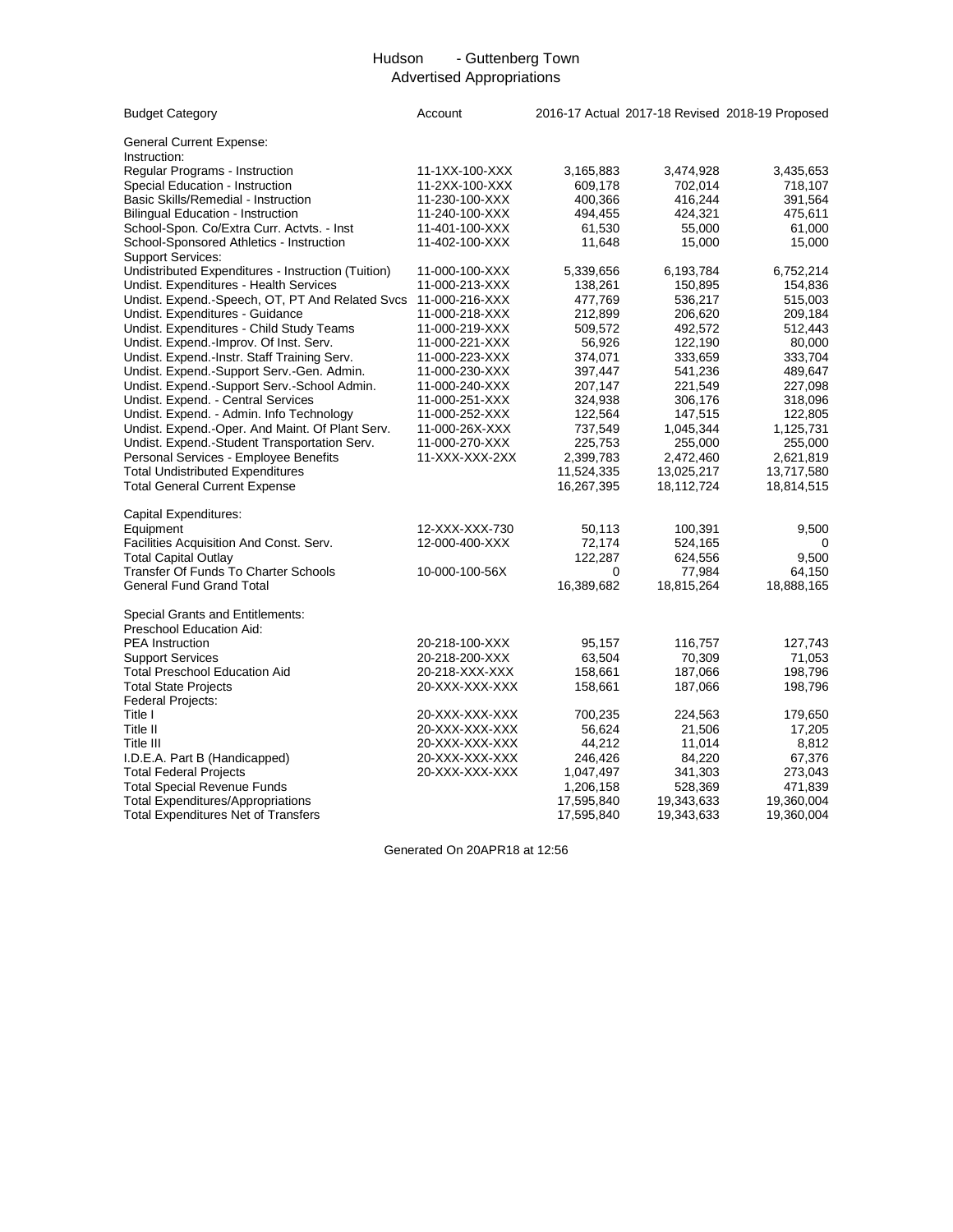# Hudson - Guttenberg Town
## Advertised Appropriations

| Budget Category | Account | 2016-17 Actual | 2017-18 Revised | 2018-19 Proposed |
|---|---|---|---|---|
| General Current Expense: | | | | |
| Instruction: | | | | |
| Regular Programs - Instruction | 11-1XX-100-XXX | 3,165,883 | 3,474,928 | 3,435,653 |
| Special Education - Instruction | 11-2XX-100-XXX | 609,178 | 702,014 | 718,107 |
| Basic Skills/Remedial - Instruction | 11-230-100-XXX | 400,366 | 416,244 | 391,564 |
| Bilingual Education - Instruction | 11-240-100-XXX | 494,455 | 424,321 | 475,611 |
| School-Spon. Co/Extra Curr. Actvts. - Inst | 11-401-100-XXX | 61,530 | 55,000 | 61,000 |
| School-Sponsored Athletics - Instruction | 11-402-100-XXX | 11,648 | 15,000 | 15,000 |
| Support Services: | | | | |
| Undistributed Expenditures - Instruction (Tuition) | 11-000-100-XXX | 5,339,656 | 6,193,784 | 6,752,214 |
| Undist. Expenditures - Health Services | 11-000-213-XXX | 138,261 | 150,895 | 154,836 |
| Undist. Expend.-Speech, OT, PT And Related Svcs | 11-000-216-XXX | 477,769 | 536,217 | 515,003 |
| Undist. Expenditures - Guidance | 11-000-218-XXX | 212,899 | 206,620 | 209,184 |
| Undist. Expenditures - Child Study Teams | 11-000-219-XXX | 509,572 | 492,572 | 512,443 |
| Undist. Expend.-Improv. Of Inst. Serv. | 11-000-221-XXX | 56,926 | 122,190 | 80,000 |
| Undist. Expend.-Instr. Staff Training Serv. | 11-000-223-XXX | 374,071 | 333,659 | 333,704 |
| Undist. Expend.-Support Serv.-Gen. Admin. | 11-000-230-XXX | 397,447 | 541,236 | 489,647 |
| Undist. Expend.-Support Serv.-School Admin. | 11-000-240-XXX | 207,147 | 221,549 | 227,098 |
| Undist. Expend. - Central Services | 11-000-251-XXX | 324,938 | 306,176 | 318,096 |
| Undist. Expend. - Admin. Info Technology | 11-000-252-XXX | 122,564 | 147,515 | 122,805 |
| Undist. Expend.-Oper. And Maint. Of Plant Serv. | 11-000-26X-XXX | 737,549 | 1,045,344 | 1,125,731 |
| Undist. Expend.-Student Transportation Serv. | 11-000-270-XXX | 225,753 | 255,000 | 255,000 |
| Personal Services - Employee Benefits | 11-XXX-XXX-2XX | 2,399,783 | 2,472,460 | 2,621,819 |
| Total Undistributed Expenditures | | 11,524,335 | 13,025,217 | 13,717,580 |
| Total General Current Expense | | 16,267,395 | 18,112,724 | 18,814,515 |
| Capital Expenditures: | | | | |
| Equipment | 12-XXX-XXX-730 | 50,113 | 100,391 | 9,500 |
| Facilities Acquisition And Const. Serv. | 12-000-400-XXX | 72,174 | 524,165 | 0 |
| Total Capital Outlay | | 122,287 | 624,556 | 9,500 |
| Transfer Of Funds To Charter Schools | 10-000-100-56X | 0 | 77,984 | 64,150 |
| General Fund Grand Total | | 16,389,682 | 18,815,264 | 18,888,165 |
| Special Grants and Entitlements: | | | | |
| Preschool Education Aid: | | | | |
| PEA Instruction | 20-218-100-XXX | 95,157 | 116,757 | 127,743 |
| Support Services | 20-218-200-XXX | 63,504 | 70,309 | 71,053 |
| Total Preschool Education Aid | 20-218-XXX-XXX | 158,661 | 187,066 | 198,796 |
| Total State Projects | 20-XXX-XXX-XXX | 158,661 | 187,066 | 198,796 |
| Federal Projects: | | | | |
| Title I | 20-XXX-XXX-XXX | 700,235 | 224,563 | 179,650 |
| Title II | 20-XXX-XXX-XXX | 56,624 | 21,506 | 17,205 |
| Title III | 20-XXX-XXX-XXX | 44,212 | 11,014 | 8,812 |
| I.D.E.A. Part B (Handicapped) | 20-XXX-XXX-XXX | 246,426 | 84,220 | 67,376 |
| Total Federal Projects | 20-XXX-XXX-XXX | 1,047,497 | 341,303 | 273,043 |
| Total Special Revenue Funds | | 1,206,158 | 528,369 | 471,839 |
| Total Expenditures/Appropriations | | 17,595,840 | 19,343,633 | 19,360,004 |
| Total Expenditures Net of Transfers | | 17,595,840 | 19,343,633 | 19,360,004 |

Generated On 20APR18 at 12:56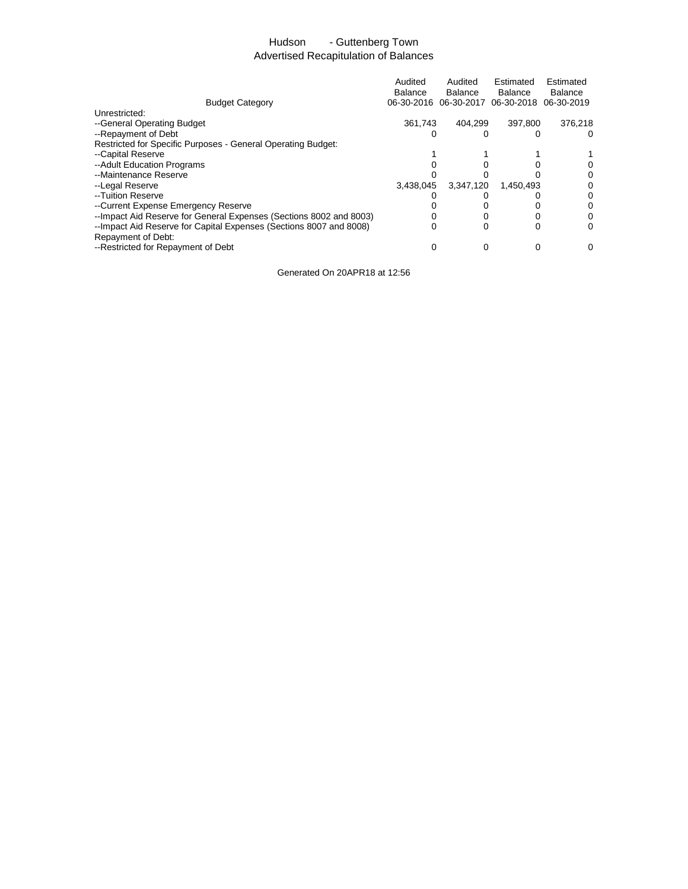# Hudson - Guttenberg Town

## Advertised Recapitulation of Balances

| Budget Category | Audited Balance 06-30-2016 | Audited Balance 06-30-2017 | Estimated Balance 06-30-2018 | Estimated Balance 06-30-2019 |
|---|---|---|---|---|
| Unrestricted: | | | | |
| --General Operating Budget | 361,743 | 404,299 | 397,800 | 376,218 |
| --Repayment of Debt | 0 | 0 | 0 | 0 |
| Restricted for Specific Purposes - General Operating Budget: | | | | |
| --Capital Reserve | 1 | 1 | 1 | 1 |
| --Adult Education Programs | 0 | 0 | 0 | 0 |
| --Maintenance Reserve | 0 | 0 | 0 | 0 |
| --Legal Reserve | 3,438,045 | 3,347,120 | 1,450,493 | 0 |
| --Tuition Reserve | 0 | 0 | 0 | 0 |
| --Current Expense Emergency Reserve | 0 | 0 | 0 | 0 |
| --Impact Aid Reserve for General Expenses (Sections 8002 and 8003) | 0 | 0 | 0 | 0 |
| --Impact Aid Reserve for Capital Expenses (Sections 8007 and 8008) | 0 | 0 | 0 | 0 |
| Repayment of Debt: | | | | |
| --Restricted for Repayment of Debt | 0 | 0 | 0 | 0 |

Generated On 20APR18 at 12:56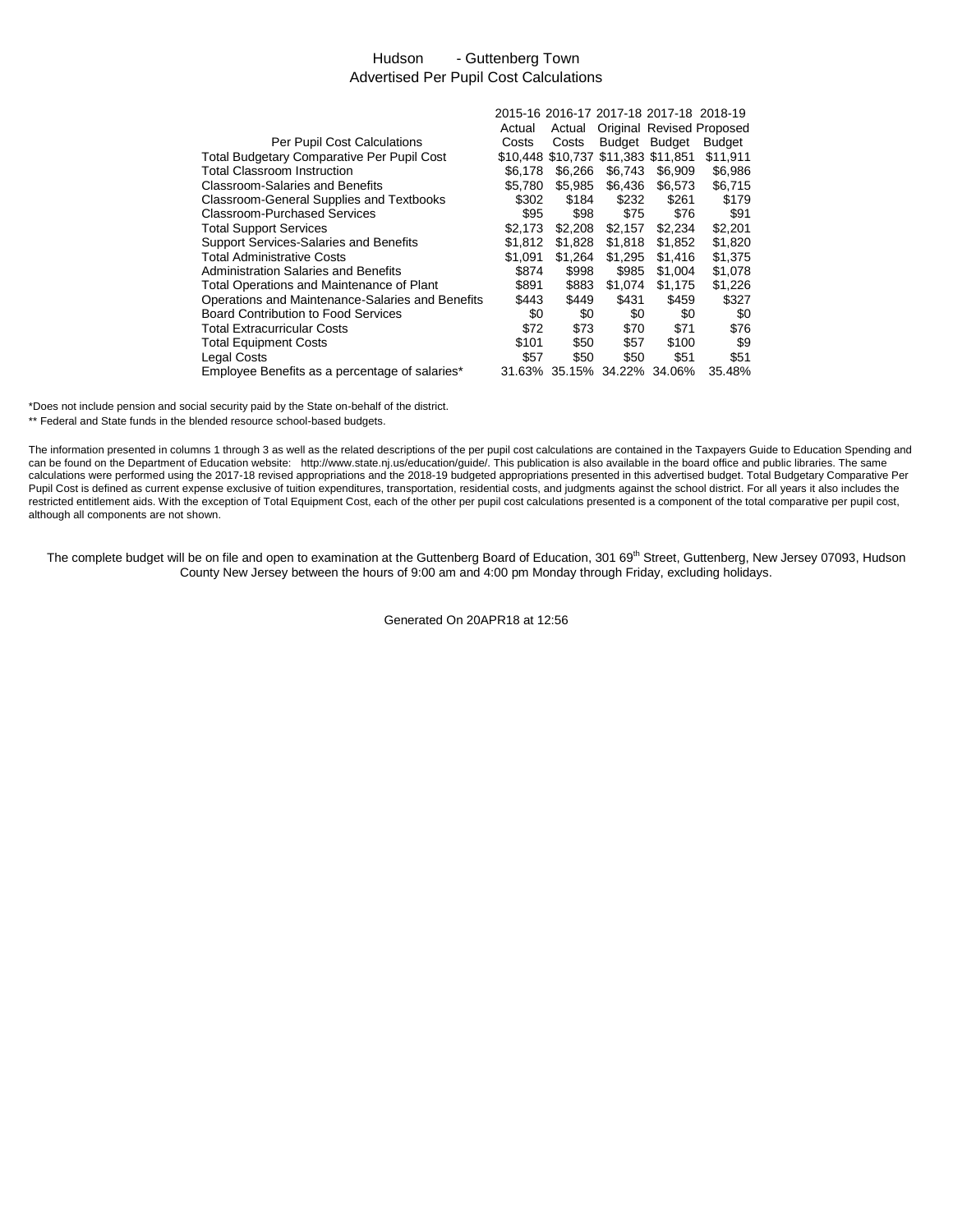# Hudson - Guttenberg Town
## Advertised Per Pupil Cost Calculations

| Per Pupil Cost Calculations | 2015-16 Actual Costs | 2016-17 Actual Costs | 2017-18 Original Budget | 2017-18 Revised Budget | 2018-19 Proposed Budget |
|---|---|---|---|---|---|
| Total Budgetary Comparative Per Pupil Cost | $10,448 | $10,737 | $11,383 | $11,851 | $11,911 |
| Total Classroom Instruction | $6,178 | $6,266 | $6,743 | $6,909 | $6,986 |
| Classroom-Salaries and Benefits | $5,780 | $5,985 | $6,436 | $6,573 | $6,715 |
| Classroom-General Supplies and Textbooks | $302 | $184 | $232 | $261 | $179 |
| Classroom-Purchased Services | $95 | $98 | $75 | $76 | $91 |
| Total Support Services | $2,173 | $2,208 | $2,157 | $2,234 | $2,201 |
| Support Services-Salaries and Benefits | $1,812 | $1,828 | $1,818 | $1,852 | $1,820 |
| Total Administrative Costs | $1,091 | $1,264 | $1,295 | $1,416 | $1,375 |
| Administration Salaries and Benefits | $874 | $998 | $985 | $1,004 | $1,078 |
| Total Operations and Maintenance of Plant | $891 | $883 | $1,074 | $1,175 | $1,226 |
| Operations and Maintenance-Salaries and Benefits | $443 | $449 | $431 | $459 | $327 |
| Board Contribution to Food Services | $0 | $0 | $0 | $0 | $0 |
| Total Extracurricular Costs | $72 | $73 | $70 | $71 | $76 |
| Total Equipment Costs | $101 | $50 | $57 | $100 | $9 |
| Legal Costs | $57 | $50 | $50 | $51 | $51 |
| Employee Benefits as a percentage of salaries* | 31.63% | 35.15% | 34.22% | 34.06% | 35.48% |

*Does not include pension and social security paid by the State on-behalf of the district.

** Federal and State funds in the blended resource school-based budgets.

The information presented in columns 1 through 3 as well as the related descriptions of the per pupil cost calculations are contained in the Taxpayers Guide to Education Spending and can be found on the Department of Education website: http://www.state.nj.us/education/guide/. This publication is also available in the board office and public libraries. The same calculations were performed using the 2017-18 revised appropriations and the 2018-19 budgeted appropriations presented in this advertised budget. Total Budgetary Comparative Per Pupil Cost is defined as current expense exclusive of tuition expenditures, transportation, residential costs, and judgments against the school district. For all years it also includes the restricted entitlement aids. With the exception of Total Equipment Cost, each of the other per pupil cost calculations presented is a component of the total comparative per pupil cost, although all components are not shown.

The complete budget will be on file and open to examination at the Guttenberg Board of Education, 301 69th Street, Guttenberg, New Jersey 07093, Hudson County New Jersey between the hours of 9:00 am and 4:00 pm Monday through Friday, excluding holidays.

Generated On 20APR18 at 12:56